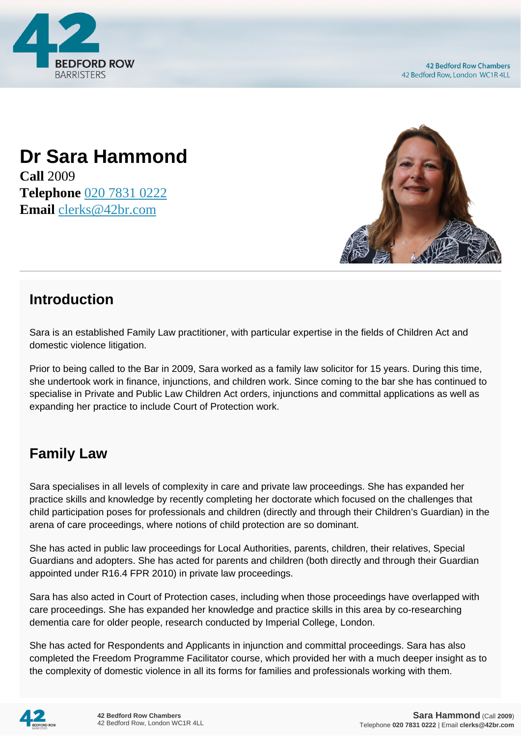# Dr Sara Hammond

**Call** 2009
**Telephone** 020 7831 0222
**Email** clerks@42br.com

## Introduction

Sara is an established Family Law practitioner, with particular expertise in the fields of Children Act and domestic violence litigation.

Prior to being called to the Bar in 2009, Sara worked as a family law solicitor for 15 years. During this time, she undertook work in finance, injunctions, and children work. Since coming to the bar she has continued to specialise in Private and Public Law Children Act orders, injunctions and committal applications as well as expanding her practice to include Court of Protection work.

## Family Law

Sara specialises in all levels of complexity in care and private law proceedings. She has expanded her practice skills and knowledge by recently completing her doctorate which focused on the challenges that child participation poses for professionals and children (directly and through their Children's Guardian) in the arena of care proceedings, where notions of child protection are so dominant.

She has acted in public law proceedings for Local Authorities, parents, children, their relatives, Special Guardians and adopters. She has acted for parents and children (both directly and through their Guardian appointed under R16.4 FPR 2010) in private law proceedings.

Sara has also acted in Court of Protection cases, including when those proceedings have overlapped with care proceedings. She has expanded her knowledge and practice skills in this area by co-researching dementia care for older people, research conducted by Imperial College, London.

She has acted for Respondents and Applicants in injunction and committal proceedings. Sara has also completed the Freedom Programme Facilitator course, which provided her with a much deeper insight as to the complexity of domestic violence in all its forms for families and professionals working with them.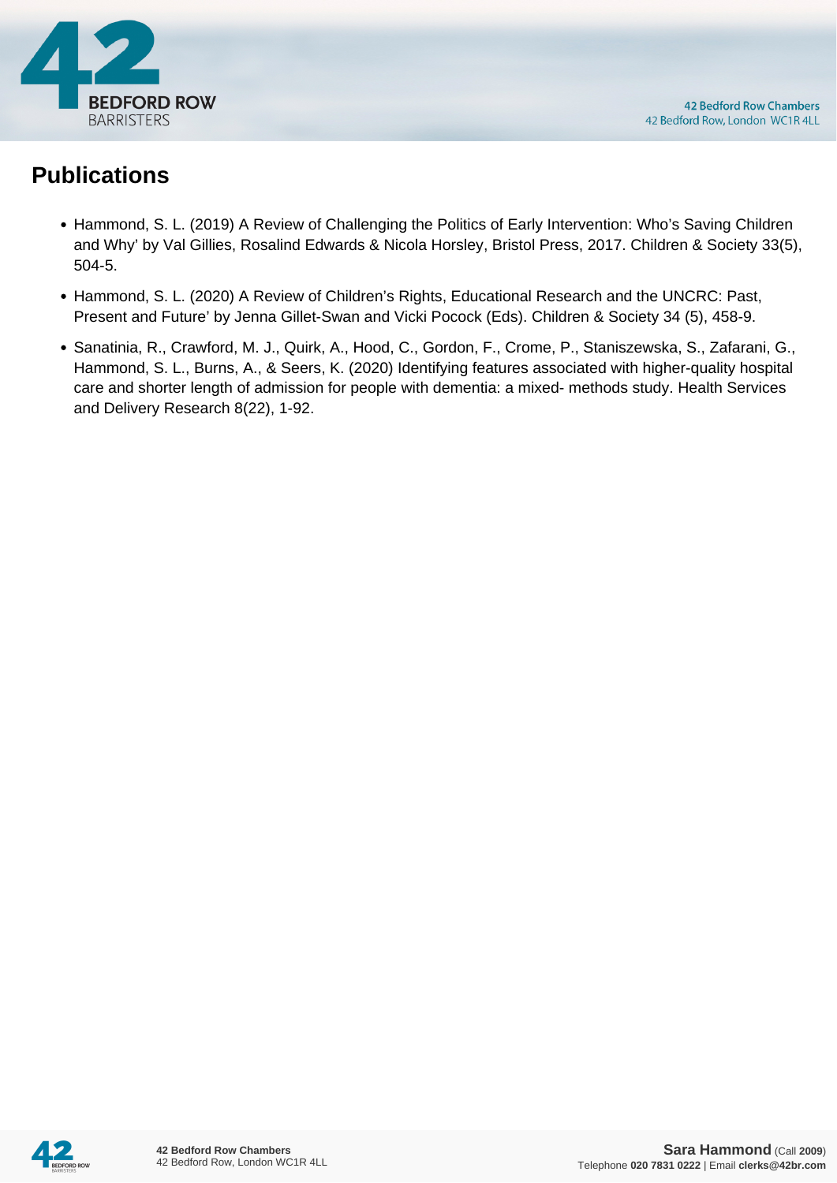## Publications

- Hammond, S. L. (2019) A Review of Challenging the Politics of Early Intervention: Who's Saving Children and Why' by Val Gillies, Rosalind Edwards & Nicola Horsley, Bristol Press, 2017. Children & Society 33(5), 504-5.
- Hammond, S. L. (2020) A Review of Children's Rights, Educational Research and the UNCRC: Past, Present and Future' by Jenna Gillet-Swan and Vicki Pocock (Eds). Children & Society 34 (5), 458-9.
- Sanatinia, R., Crawford, M. J., Quirk, A., Hood, C., Gordon, F., Crome, P., Staniszewska, S., Zafarani, G., Hammond, S. L., Burns, A., & Seers, K. (2020) Identifying features associated with higher-quality hospital care and shorter length of admission for people with dementia: a mixed- methods study. Health Services and Delivery Research 8(22), 1-92.